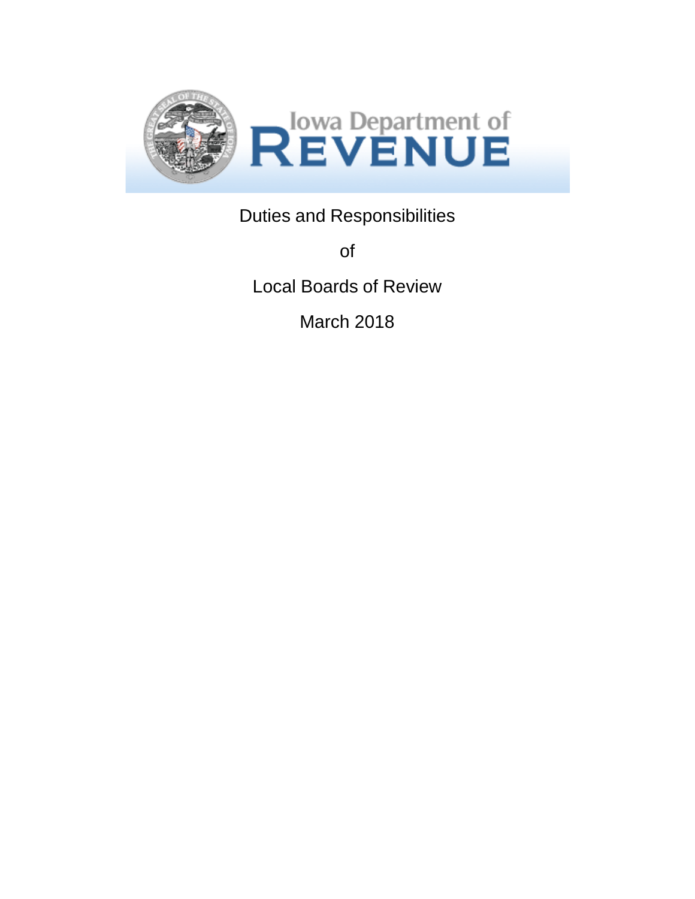Iowa Department of Revenue

# Duties and Responsibilities

# of

# Local Boards of Review

March 2018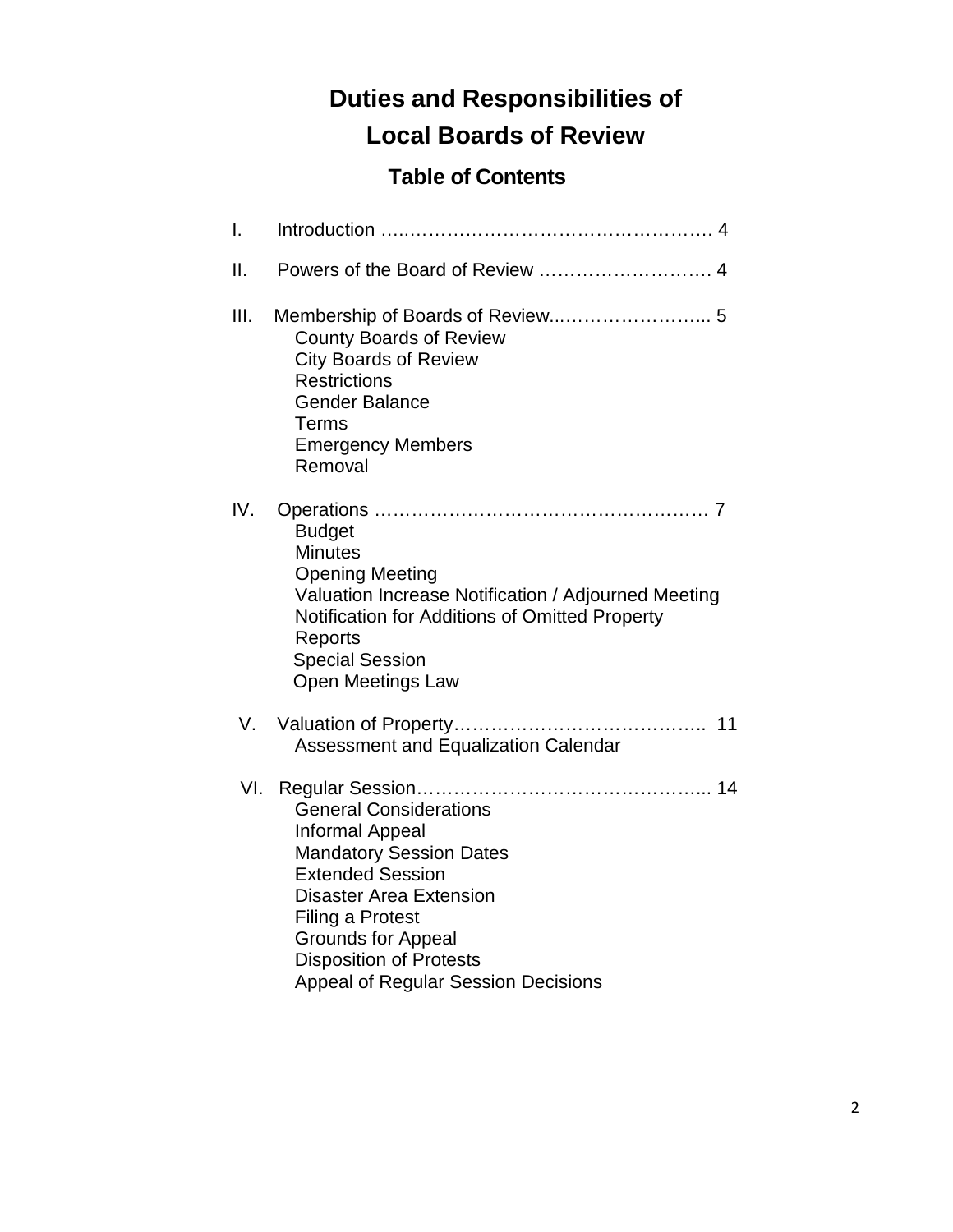# Duties and Responsibilities of Local Boards of Review

## Table of Contents

I. Introduction …………………………………………… 4

II. Powers of the Board of Review ………………………. 4

III. Membership of Boards of Review…………………….. 5
- County Boards of Review
- City Boards of Review
- Restrictions
- Gender Balance
- Terms
- Emergency Members
- Removal

IV. Operations …………………………………………… 7
- Budget
- Minutes
- Opening Meeting
- Valuation Increase Notification / Adjourned Meeting
- Notification for Additions of Omitted Property
- Reports
- Special Session
- Open Meetings Law

V. Valuation of Property………………………………….. 11
- Assessment and Equalization Calendar

VI. Regular Session…………………………………………. 14
- General Considerations
- Informal Appeal
- Mandatory Session Dates
- Extended Session
- Disaster Area Extension
- Filing a Protest
- Grounds for Appeal
- Disposition of Protests
- Appeal of Regular Session Decisions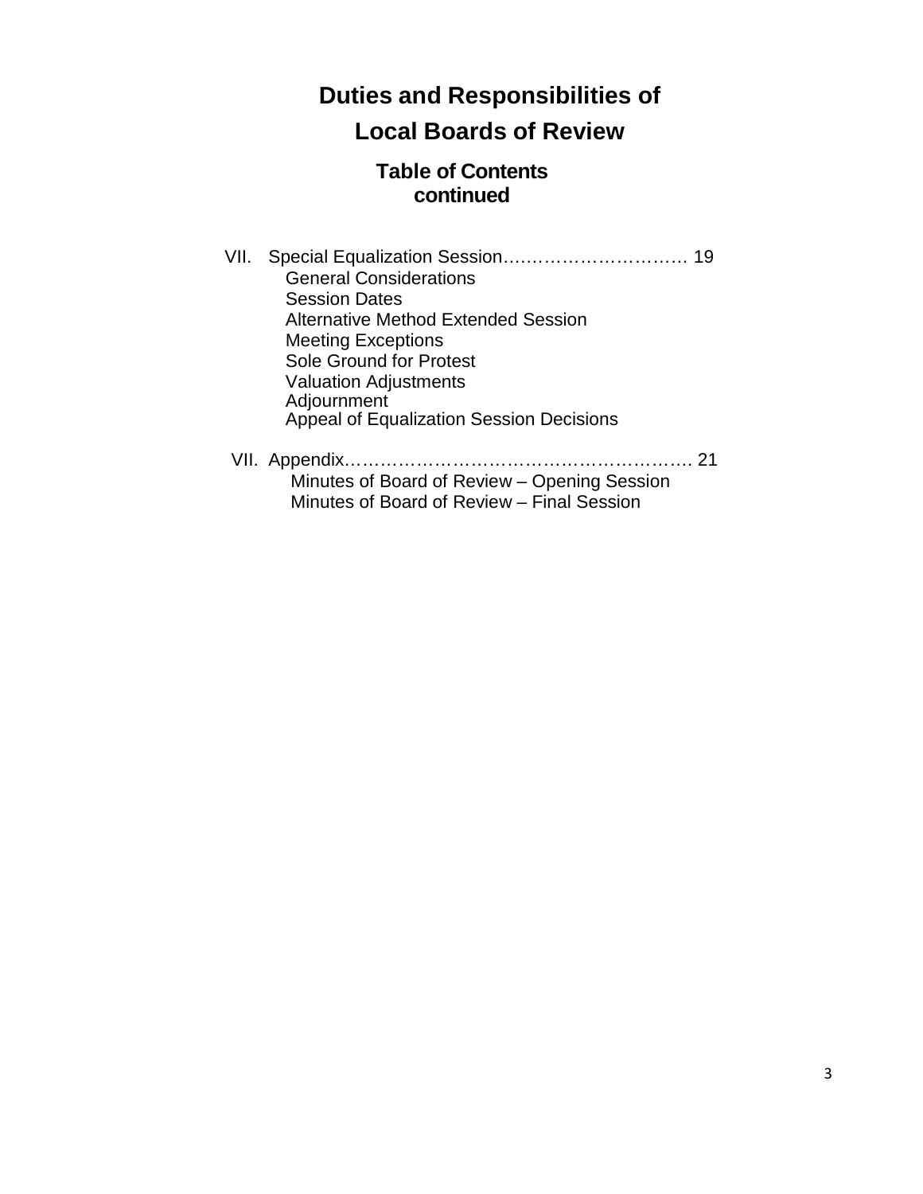# Duties and Responsibilities of Local Boards of Review

## Table of Contents continued

VII. Special Equalization Session…………………………… 19
- General Considerations
- Session Dates
- Alternative Method Extended Session
- Meeting Exceptions
- Sole Ground for Protest
- Valuation Adjustments
- Adjournment
- Appeal of Equalization Session Decisions

VII. Appendix…………………………………………………. 21
- Minutes of Board of Review – Opening Session
- Minutes of Board of Review – Final Session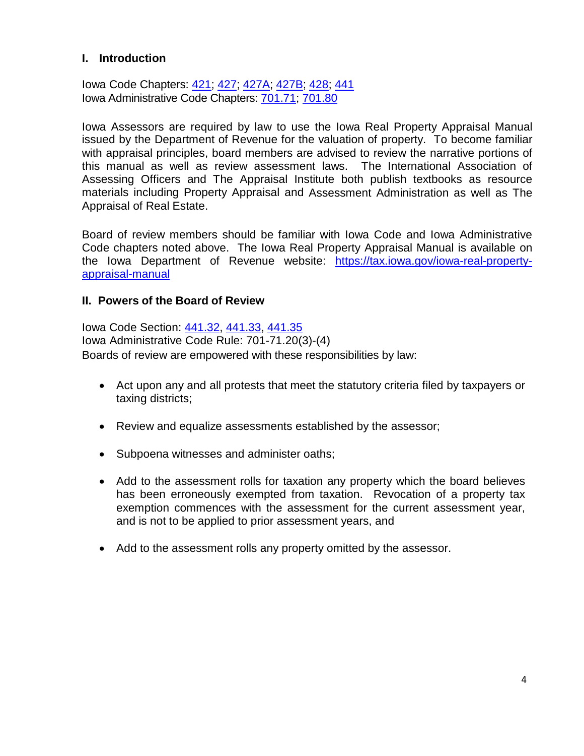## I. Introduction

Iowa Code Chapters: 421; 427; 427A; 427B; 428; 441
Iowa Administrative Code Chapters: 701.71; 701.80

Iowa Assessors are required by law to use the Iowa Real Property Appraisal Manual issued by the Department of Revenue for the valuation of property. To become familiar with appraisal principles, board members are advised to review the narrative portions of this manual as well as review assessment laws. The International Association of Assessing Officers and The Appraisal Institute both publish textbooks as resource materials including Property Appraisal and Assessment Administration as well as The Appraisal of Real Estate.

Board of review members should be familiar with Iowa Code and Iowa Administrative Code chapters noted above. The Iowa Real Property Appraisal Manual is available on the Iowa Department of Revenue website: https://tax.iowa.gov/iowa-real-property-appraisal-manual

## II. Powers of the Board of Review

Iowa Code Section: 441.32, 441.33, 441.35
Iowa Administrative Code Rule: 701-71.20(3)-(4)
Boards of review are empowered with these responsibilities by law:

- Act upon any and all protests that meet the statutory criteria filed by taxpayers or taxing districts;
- Review and equalize assessments established by the assessor;
- Subpoena witnesses and administer oaths;
- Add to the assessment rolls for taxation any property which the board believes has been erroneously exempted from taxation. Revocation of a property tax exemption commences with the assessment for the current assessment year, and is not to be applied to prior assessment years, and
- Add to the assessment rolls any property omitted by the assessor.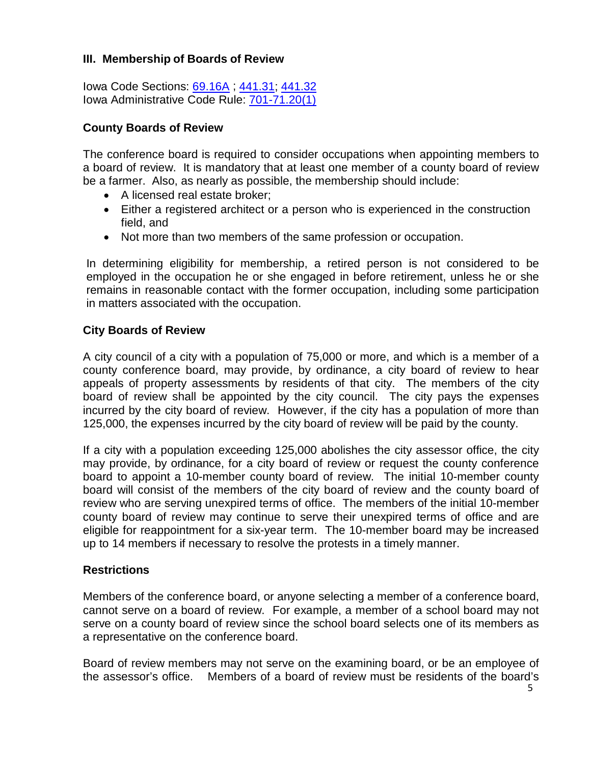## III. Membership of Boards of Review

Iowa Code Sections: [69.16A](#) ; [441.31](#); [441.32](#)
Iowa Administrative Code Rule: [701-71.20(1)](#)

### County Boards of Review

The conference board is required to consider occupations when appointing members to a board of review. It is mandatory that at least one member of a county board of review be a farmer. Also, as nearly as possible, the membership should include:

- A licensed real estate broker;
- Either a registered architect or a person who is experienced in the construction field, and
- Not more than two members of the same profession or occupation.

In determining eligibility for membership, a retired person is not considered to be employed in the occupation he or she engaged in before retirement, unless he or she remains in reasonable contact with the former occupation, including some participation in matters associated with the occupation.

### City Boards of Review

A city council of a city with a population of 75,000 or more, and which is a member of a county conference board, may provide, by ordinance, a city board of review to hear appeals of property assessments by residents of that city. The members of the city board of review shall be appointed by the city council. The city pays the expenses incurred by the city board of review. However, if the city has a population of more than 125,000, the expenses incurred by the city board of review will be paid by the county.

If a city with a population exceeding 125,000 abolishes the city assessor office, the city may provide, by ordinance, for a city board of review or request the county conference board to appoint a 10-member county board of review. The initial 10-member county board will consist of the members of the city board of review and the county board of review who are serving unexpired terms of office. The members of the initial 10-member county board of review may continue to serve their unexpired terms of office and are eligible for reappointment for a six-year term. The 10-member board may be increased up to 14 members if necessary to resolve the protests in a timely manner.

### Restrictions

Members of the conference board, or anyone selecting a member of a conference board, cannot serve on a board of review. For example, a member of a school board may not serve on a county board of review since the school board selects one of its members as a representative on the conference board.

Board of review members may not serve on the examining board, or be an employee of the assessor's office. Members of a board of review must be residents of the board's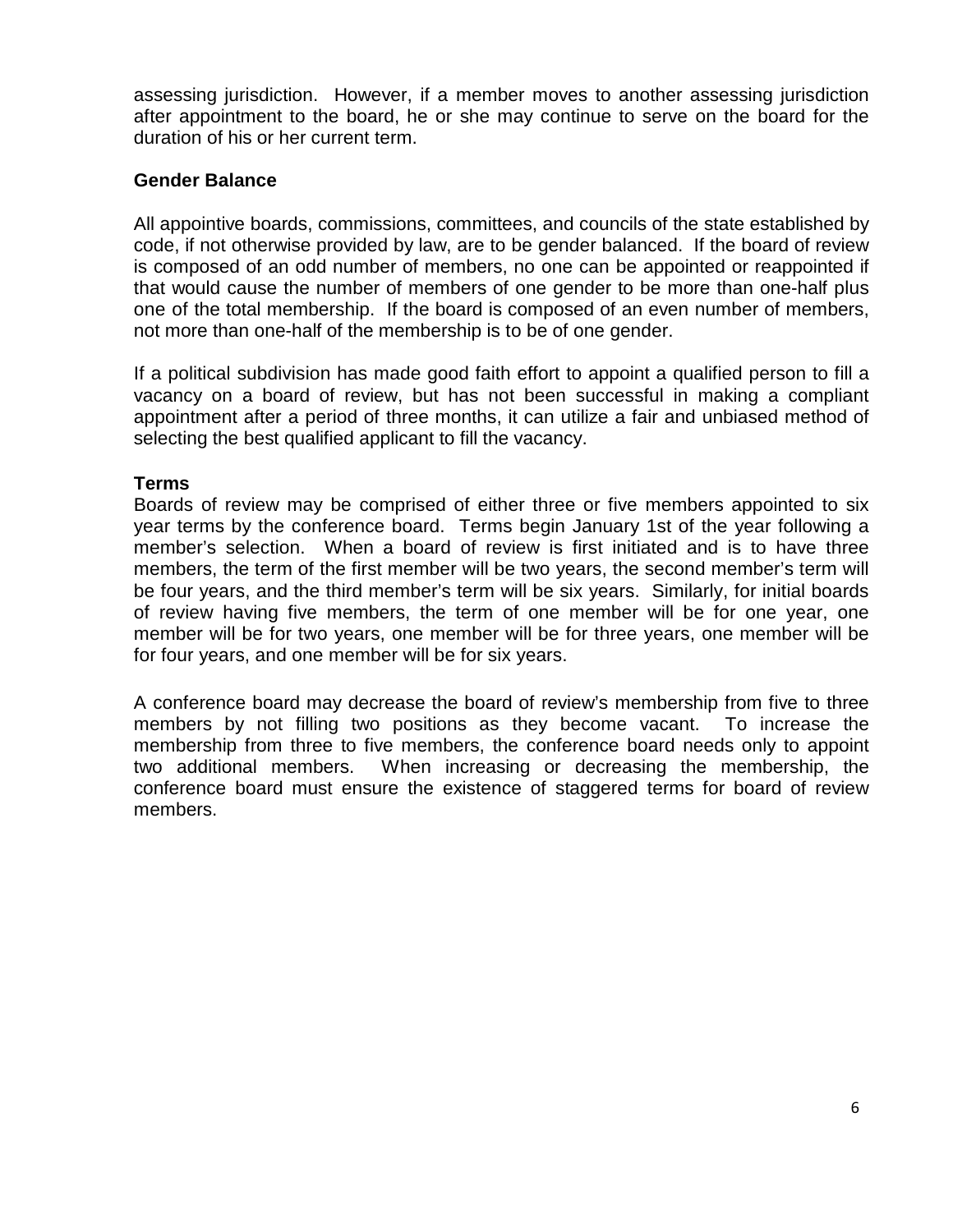assessing jurisdiction. However, if a member moves to another assessing jurisdiction after appointment to the board, he or she may continue to serve on the board for the duration of his or her current term.

**Gender Balance**

All appointive boards, commissions, committees, and councils of the state established by code, if not otherwise provided by law, are to be gender balanced. If the board of review is composed of an odd number of members, no one can be appointed or reappointed if that would cause the number of members of one gender to be more than one-half plus one of the total membership. If the board is composed of an even number of members, not more than one-half of the membership is to be of one gender.

If a political subdivision has made good faith effort to appoint a qualified person to fill a vacancy on a board of review, but has not been successful in making a compliant appointment after a period of three months, it can utilize a fair and unbiased method of selecting the best qualified applicant to fill the vacancy.

**Terms**

Boards of review may be comprised of either three or five members appointed to six year terms by the conference board. Terms begin January 1st of the year following a member's selection. When a board of review is first initiated and is to have three members, the term of the first member will be two years, the second member's term will be four years, and the third member's term will be six years. Similarly, for initial boards of review having five members, the term of one member will be for one year, one member will be for two years, one member will be for three years, one member will be for four years, and one member will be for six years.

A conference board may decrease the board of review's membership from five to three members by not filling two positions as they become vacant. To increase the membership from three to five members, the conference board needs only to appoint two additional members. When increasing or decreasing the membership, the conference board must ensure the existence of staggered terms for board of review members.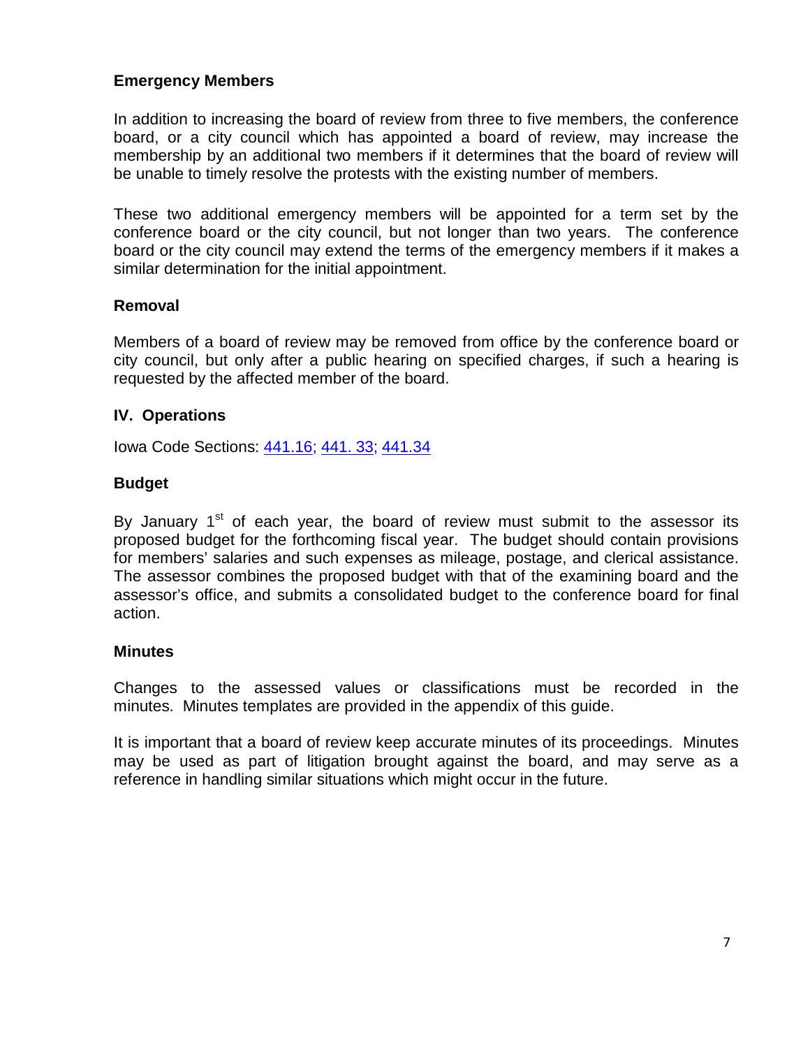### Emergency Members

In addition to increasing the board of review from three to five members, the conference board, or a city council which has appointed a board of review, may increase the membership by an additional two members if it determines that the board of review will be unable to timely resolve the protests with the existing number of members.

These two additional emergency members will be appointed for a term set by the conference board or the city council, but not longer than two years. The conference board or the city council may extend the terms of the emergency members if it makes a similar determination for the initial appointment.

### Removal

Members of a board of review may be removed from office by the conference board or city council, but only after a public hearing on specified charges, if such a hearing is requested by the affected member of the board.

## IV. Operations

Iowa Code Sections: 441.16; 441. 33; 441.34

### Budget

By January 1st of each year, the board of review must submit to the assessor its proposed budget for the forthcoming fiscal year. The budget should contain provisions for members' salaries and such expenses as mileage, postage, and clerical assistance. The assessor combines the proposed budget with that of the examining board and the assessor's office, and submits a consolidated budget to the conference board for final action.

### Minutes

Changes to the assessed values or classifications must be recorded in the minutes. Minutes templates are provided in the appendix of this guide.

It is important that a board of review keep accurate minutes of its proceedings. Minutes may be used as part of litigation brought against the board, and may serve as a reference in handling similar situations which might occur in the future.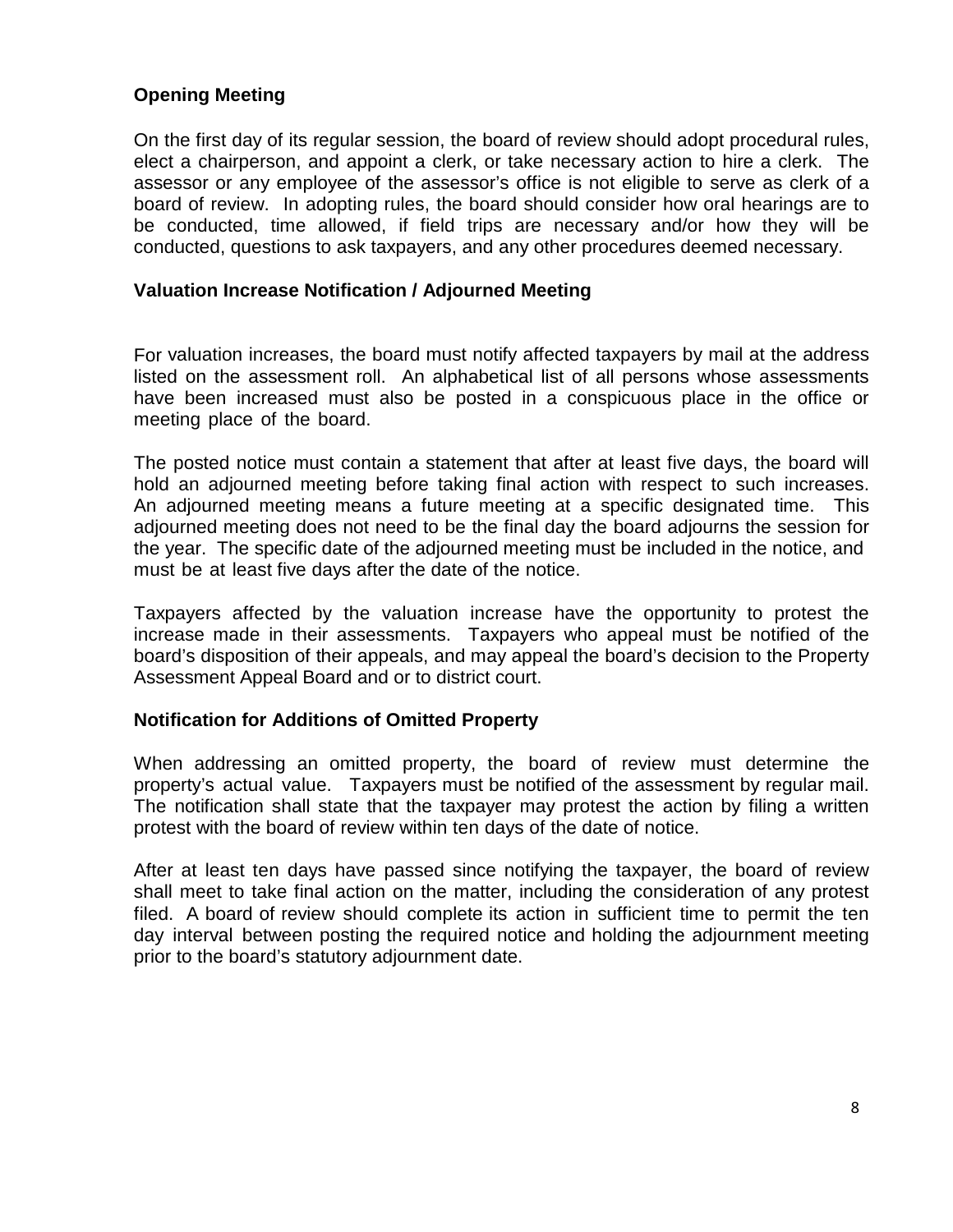### Opening Meeting

On the first day of its regular session, the board of review should adopt procedural rules, elect a chairperson, and appoint a clerk, or take necessary action to hire a clerk. The assessor or any employee of the assessor's office is not eligible to serve as clerk of a board of review. In adopting rules, the board should consider how oral hearings are to be conducted, time allowed, if field trips are necessary and/or how they will be conducted, questions to ask taxpayers, and any other procedures deemed necessary.

### Valuation Increase Notification / Adjourned Meeting

For valuation increases, the board must notify affected taxpayers by mail at the address listed on the assessment roll. An alphabetical list of all persons whose assessments have been increased must also be posted in a conspicuous place in the office or meeting place of the board.

The posted notice must contain a statement that after at least five days, the board will hold an adjourned meeting before taking final action with respect to such increases. An adjourned meeting means a future meeting at a specific designated time. This adjourned meeting does not need to be the final day the board adjourns the session for the year. The specific date of the adjourned meeting must be included in the notice, and must be at least five days after the date of the notice.

Taxpayers affected by the valuation increase have the opportunity to protest the increase made in their assessments. Taxpayers who appeal must be notified of the board's disposition of their appeals, and may appeal the board's decision to the Property Assessment Appeal Board and or to district court.

### Notification for Additions of Omitted Property

When addressing an omitted property, the board of review must determine the property's actual value. Taxpayers must be notified of the assessment by regular mail. The notification shall state that the taxpayer may protest the action by filing a written protest with the board of review within ten days of the date of notice.

After at least ten days have passed since notifying the taxpayer, the board of review shall meet to take final action on the matter, including the consideration of any protest filed. A board of review should complete its action in sufficient time to permit the ten day interval between posting the required notice and holding the adjournment meeting prior to the board's statutory adjournment date.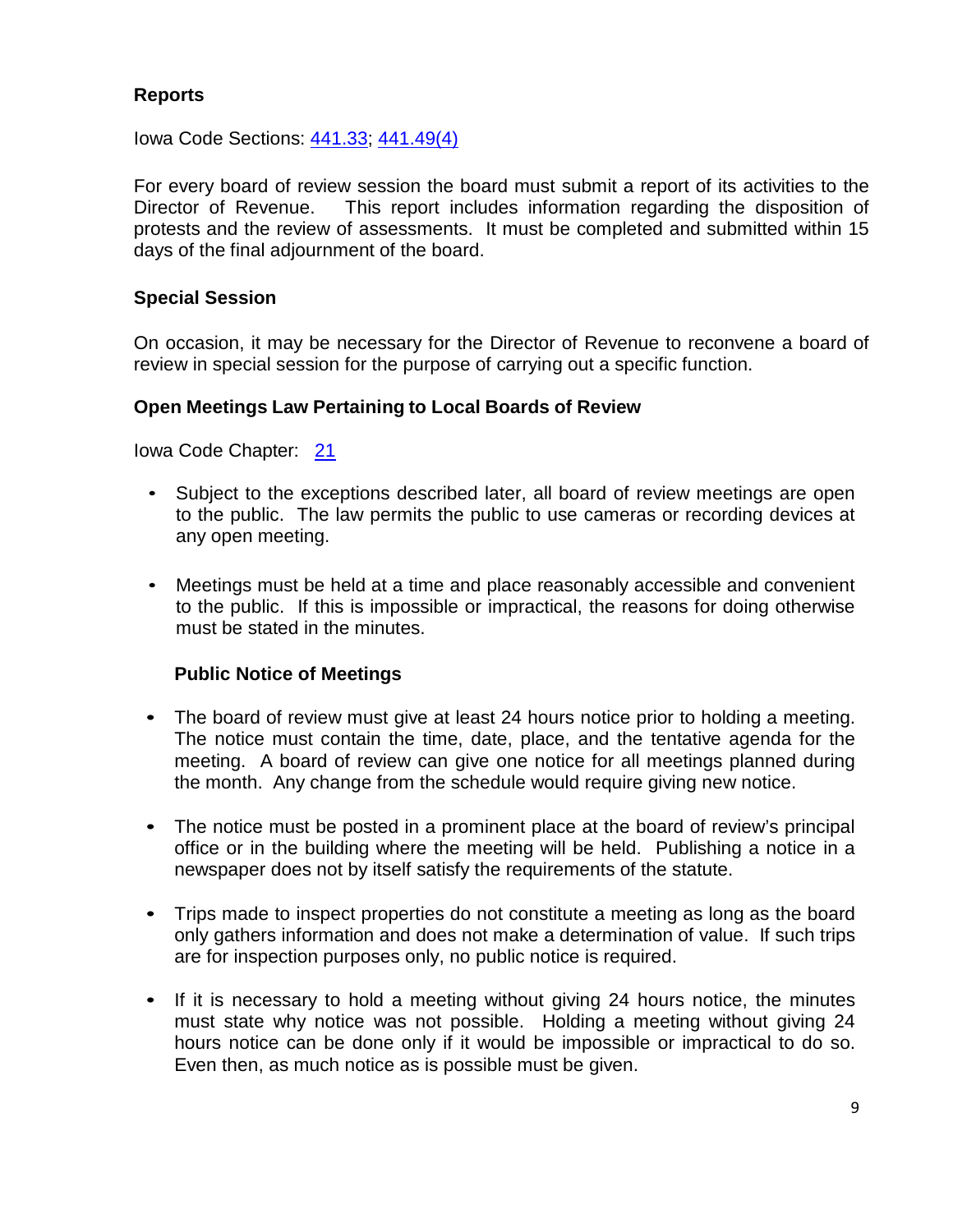### Reports

Iowa Code Sections: [441.33](); [441.49(4)]()

For every board of review session the board must submit a report of its activities to the Director of Revenue. This report includes information regarding the disposition of protests and the review of assessments. It must be completed and submitted within 15 days of the final adjournment of the board.

### Special Session

On occasion, it may be necessary for the Director of Revenue to reconvene a board of review in special session for the purpose of carrying out a specific function.

### Open Meetings Law Pertaining to Local Boards of Review

Iowa Code Chapter: [21]()

- Subject to the exceptions described later, all board of review meetings are open to the public. The law permits the public to use cameras or recording devices at any open meeting.
- Meetings must be held at a time and place reasonably accessible and convenient to the public. If this is impossible or impractical, the reasons for doing otherwise must be stated in the minutes.

#### Public Notice of Meetings

- The board of review must give at least 24 hours notice prior to holding a meeting. The notice must contain the time, date, place, and the tentative agenda for the meeting. A board of review can give one notice for all meetings planned during the month. Any change from the schedule would require giving new notice.
- The notice must be posted in a prominent place at the board of review's principal office or in the building where the meeting will be held. Publishing a notice in a newspaper does not by itself satisfy the requirements of the statute.
- Trips made to inspect properties do not constitute a meeting as long as the board only gathers information and does not make a determination of value. If such trips are for inspection purposes only, no public notice is required.
- If it is necessary to hold a meeting without giving 24 hours notice, the minutes must state why notice was not possible. Holding a meeting without giving 24 hours notice can be done only if it would be impossible or impractical to do so. Even then, as much notice as is possible must be given.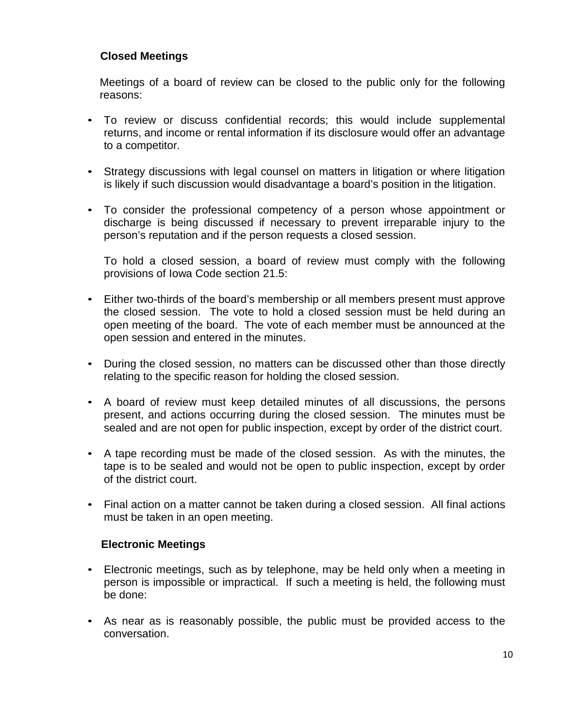### Closed Meetings

Meetings of a board of review can be closed to the public only for the following reasons:

- To review or discuss confidential records; this would include supplemental returns, and income or rental information if its disclosure would offer an advantage to a competitor.
- Strategy discussions with legal counsel on matters in litigation or where litigation is likely if such discussion would disadvantage a board's position in the litigation.
- To consider the professional competency of a person whose appointment or discharge is being discussed if necessary to prevent irreparable injury to the person's reputation and if the person requests a closed session.

  To hold a closed session, a board of review must comply with the following provisions of Iowa Code section 21.5:

- Either two-thirds of the board's membership or all members present must approve the closed session. The vote to hold a closed session must be held during an open meeting of the board. The vote of each member must be announced at the open session and entered in the minutes.
- During the closed session, no matters can be discussed other than those directly relating to the specific reason for holding the closed session.
- A board of review must keep detailed minutes of all discussions, the persons present, and actions occurring during the closed session. The minutes must be sealed and are not open for public inspection, except by order of the district court.
- A tape recording must be made of the closed session. As with the minutes, the tape is to be sealed and would not be open to public inspection, except by order of the district court.
- Final action on a matter cannot be taken during a closed session. All final actions must be taken in an open meeting.

### Electronic Meetings

- Electronic meetings, such as by telephone, may be held only when a meeting in person is impossible or impractical. If such a meeting is held, the following must be done:
- As near as is reasonably possible, the public must be provided access to the conversation.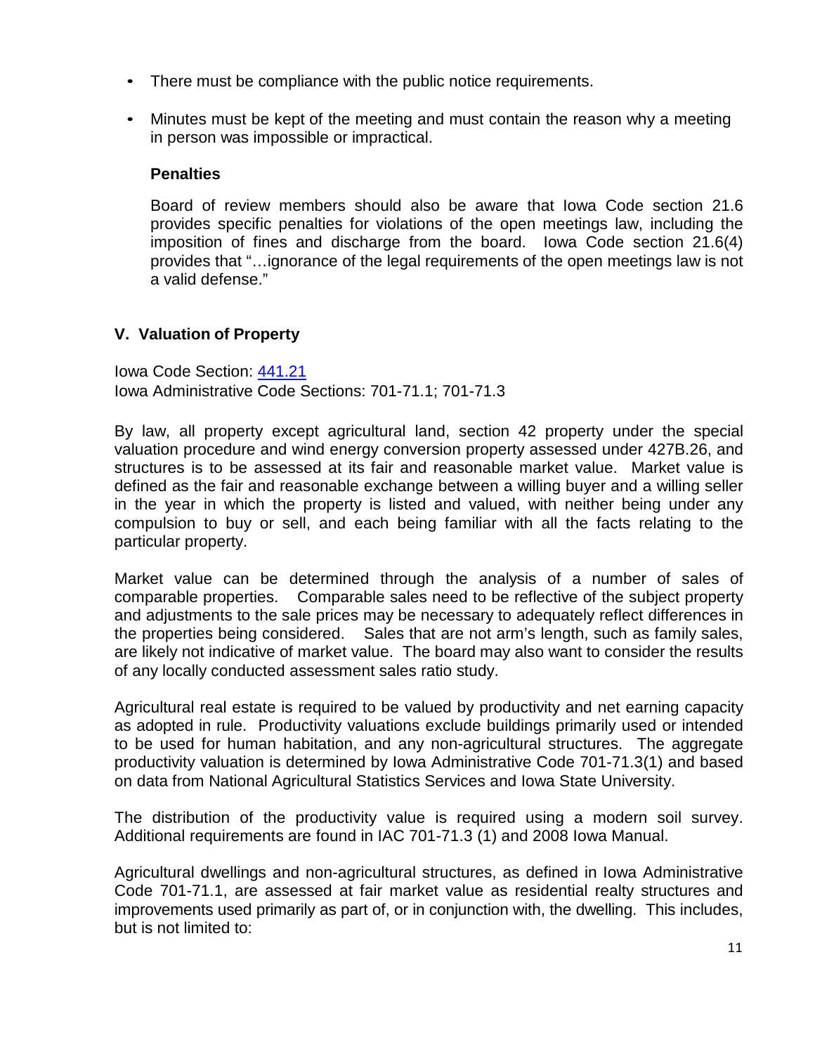- There must be compliance with the public notice requirements.
- Minutes must be kept of the meeting and must contain the reason why a meeting in person was impossible or impractical.

**Penalties**

Board of review members should also be aware that Iowa Code section 21.6 provides specific penalties for violations of the open meetings law, including the imposition of fines and discharge from the board. Iowa Code section 21.6(4) provides that "…ignorance of the legal requirements of the open meetings law is not a valid defense."

### V. Valuation of Property

Iowa Code Section: [441.21](441.21)
Iowa Administrative Code Sections: 701-71.1; 701-71.3

By law, all property except agricultural land, section 42 property under the special valuation procedure and wind energy conversion property assessed under 427B.26, and structures is to be assessed at its fair and reasonable market value. Market value is defined as the fair and reasonable exchange between a willing buyer and a willing seller in the year in which the property is listed and valued, with neither being under any compulsion to buy or sell, and each being familiar with all the facts relating to the particular property.

Market value can be determined through the analysis of a number of sales of comparable properties. Comparable sales need to be reflective of the subject property and adjustments to the sale prices may be necessary to adequately reflect differences in the properties being considered. Sales that are not arm's length, such as family sales, are likely not indicative of market value. The board may also want to consider the results of any locally conducted assessment sales ratio study.

Agricultural real estate is required to be valued by productivity and net earning capacity as adopted in rule. Productivity valuations exclude buildings primarily used or intended to be used for human habitation, and any non-agricultural structures. The aggregate productivity valuation is determined by Iowa Administrative Code 701-71.3(1) and based on data from National Agricultural Statistics Services and Iowa State University.

The distribution of the productivity value is required using a modern soil survey. Additional requirements are found in IAC 701-71.3 (1) and 2008 Iowa Manual.

Agricultural dwellings and non-agricultural structures, as defined in Iowa Administrative Code 701-71.1, are assessed at fair market value as residential realty structures and improvements used primarily as part of, or in conjunction with, the dwelling. This includes, but is not limited to: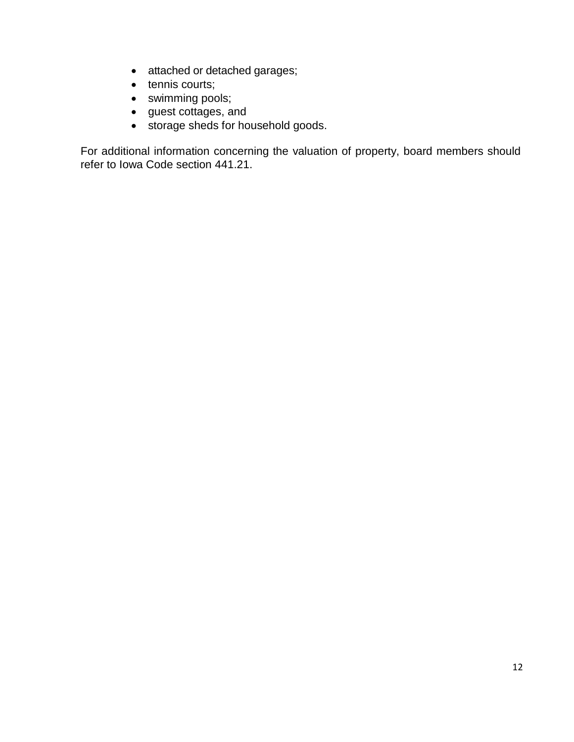- attached or detached garages;
- tennis courts;
- swimming pools;
- guest cottages, and
- storage sheds for household goods.

For additional information concerning the valuation of property, board members should refer to Iowa Code section 441.21.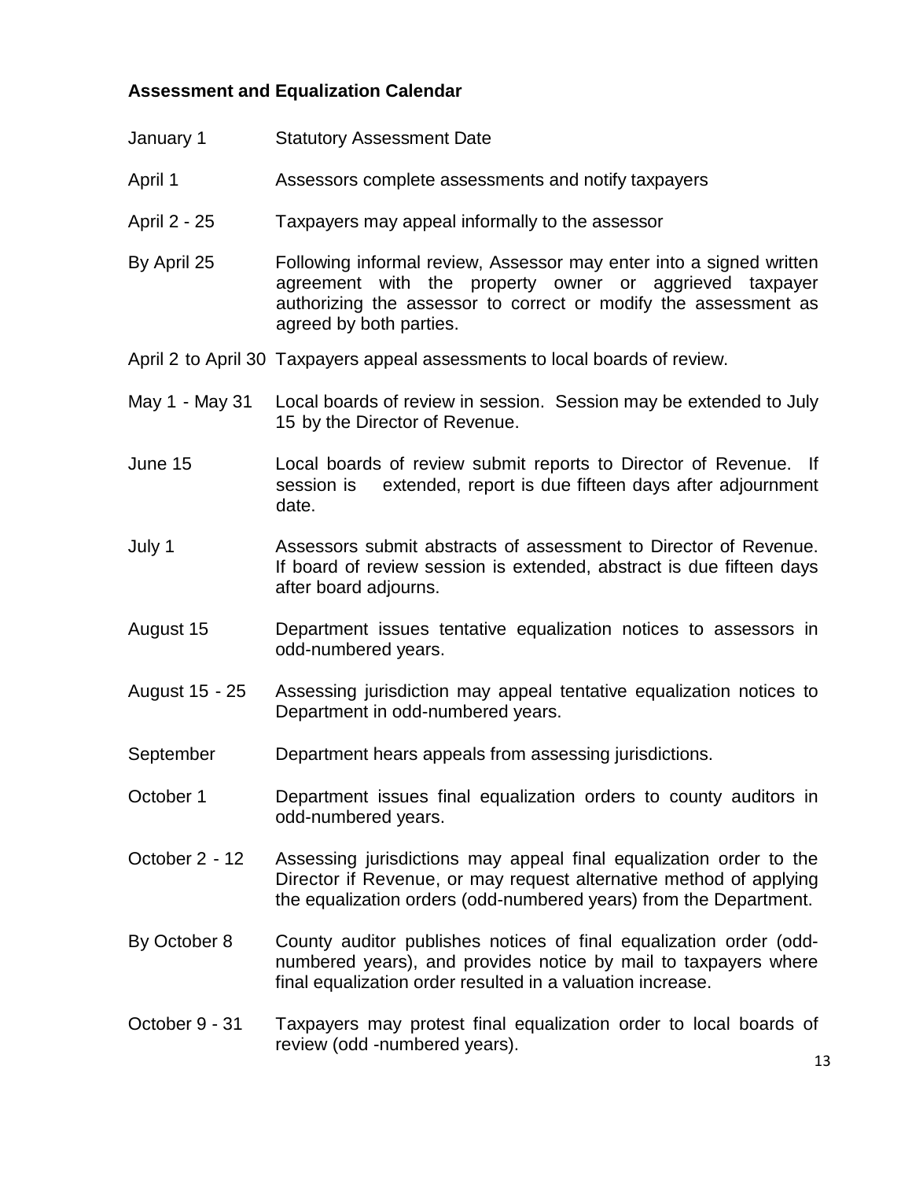**Assessment and Equalization Calendar**

| | |
|---|---|
| January 1 | Statutory Assessment Date |
| April 1 | Assessors complete assessments and notify taxpayers |
| April 2 - 25 | Taxpayers may appeal informally to the assessor |
| By April 25 | Following informal review, Assessor may enter into a signed written agreement with the property owner or aggrieved taxpayer authorizing the assessor to correct or modify the assessment as agreed by both parties. |
| April 2 to April 30 | Taxpayers appeal assessments to local boards of review. |
| May 1 - May 31 | Local boards of review in session. Session may be extended to July 15 by the Director of Revenue. |
| June 15 | Local boards of review submit reports to Director of Revenue. If session is extended, report is due fifteen days after adjournment date. |
| July 1 | Assessors submit abstracts of assessment to Director of Revenue. If board of review session is extended, abstract is due fifteen days after board adjourns. |
| August 15 | Department issues tentative equalization notices to assessors in odd-numbered years. |
| August 15 - 25 | Assessing jurisdiction may appeal tentative equalization notices to Department in odd-numbered years. |
| September | Department hears appeals from assessing jurisdictions. |
| October 1 | Department issues final equalization orders to county auditors in odd-numbered years. |
| October 2 - 12 | Assessing jurisdictions may appeal final equalization order to the Director if Revenue, or may request alternative method of applying the equalization orders (odd-numbered years) from the Department. |
| By October 8 | County auditor publishes notices of final equalization order (odd-numbered years), and provides notice by mail to taxpayers where final equalization order resulted in a valuation increase. |
| October 9 - 31 | Taxpayers may protest final equalization order to local boards of review (odd -numbered years). |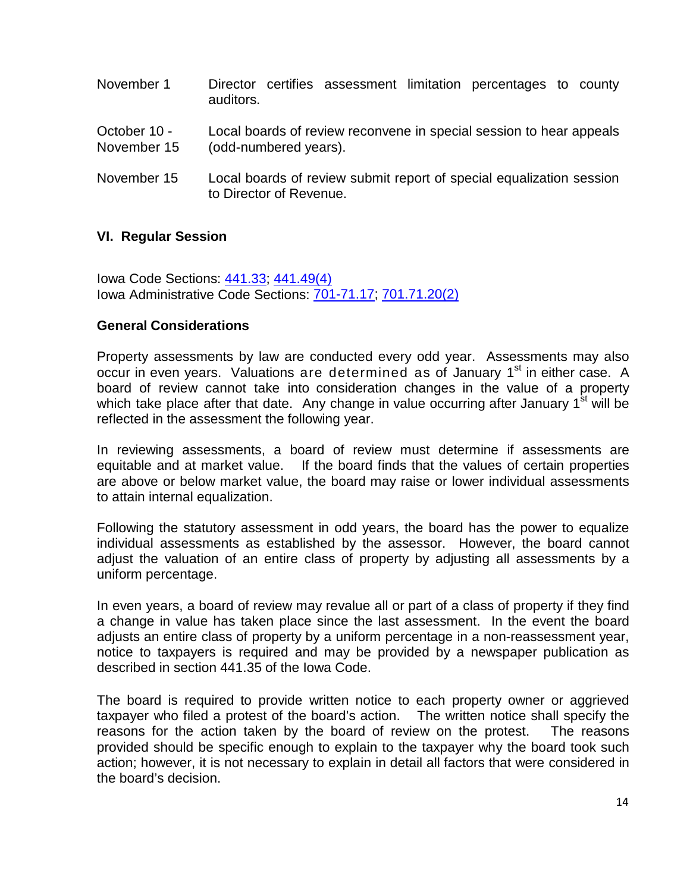| | |
|---|---|
| November 1 | Director certifies assessment limitation percentages to county auditors. |
| October 10 - November 15 | Local boards of review reconvene in special session to hear appeals (odd-numbered years). |
| November 15 | Local boards of review submit report of special equalization session to Director of Revenue. |

## VI. Regular Session

Iowa Code Sections: [441.33](); [441.49(4)]()
Iowa Administrative Code Sections: [701-71.17](); [701.71.20(2)]()

### General Considerations

Property assessments by law are conducted every odd year. Assessments may also occur in even years. Valuations are determined as of January 1st in either case. A board of review cannot take into consideration changes in the value of a property which take place after that date. Any change in value occurring after January 1st will be reflected in the assessment the following year.

In reviewing assessments, a board of review must determine if assessments are equitable and at market value. If the board finds that the values of certain properties are above or below market value, the board may raise or lower individual assessments to attain internal equalization.

Following the statutory assessment in odd years, the board has the power to equalize individual assessments as established by the assessor. However, the board cannot adjust the valuation of an entire class of property by adjusting all assessments by a uniform percentage.

In even years, a board of review may revalue all or part of a class of property if they find a change in value has taken place since the last assessment. In the event the board adjusts an entire class of property by a uniform percentage in a non-reassessment year, notice to taxpayers is required and may be provided by a newspaper publication as described in section 441.35 of the Iowa Code.

The board is required to provide written notice to each property owner or aggrieved taxpayer who filed a protest of the board's action. The written notice shall specify the reasons for the action taken by the board of review on the protest. The reasons provided should be specific enough to explain to the taxpayer why the board took such action; however, it is not necessary to explain in detail all factors that were considered in the board's decision.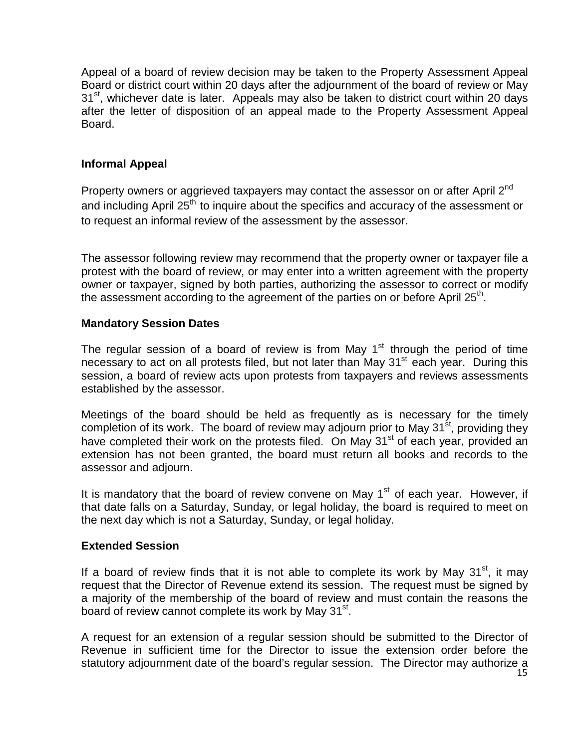Appeal of a board of review decision may be taken to the Property Assessment Appeal Board or district court within 20 days after the adjournment of the board of review or May 31st, whichever date is later. Appeals may also be taken to district court within 20 days after the letter of disposition of an appeal made to the Property Assessment Appeal Board.

### Informal Appeal

Property owners or aggrieved taxpayers may contact the assessor on or after April 2nd and including April 25th to inquire about the specifics and accuracy of the assessment or to request an informal review of the assessment by the assessor.

The assessor following review may recommend that the property owner or taxpayer file a protest with the board of review, or may enter into a written agreement with the property owner or taxpayer, signed by both parties, authorizing the assessor to correct or modify the assessment according to the agreement of the parties on or before April 25th.

### Mandatory Session Dates

The regular session of a board of review is from May 1st through the period of time necessary to act on all protests filed, but not later than May 31st each year. During this session, a board of review acts upon protests from taxpayers and reviews assessments established by the assessor.

Meetings of the board should be held as frequently as is necessary for the timely completion of its work. The board of review may adjourn prior to May 31st, providing they have completed their work on the protests filed. On May 31st of each year, provided an extension has not been granted, the board must return all books and records to the assessor and adjourn.

It is mandatory that the board of review convene on May 1st of each year. However, if that date falls on a Saturday, Sunday, or legal holiday, the board is required to meet on the next day which is not a Saturday, Sunday, or legal holiday.

### Extended Session

If a board of review finds that it is not able to complete its work by May 31st, it may request that the Director of Revenue extend its session. The request must be signed by a majority of the membership of the board of review and must contain the reasons the board of review cannot complete its work by May 31st.

A request for an extension of a regular session should be submitted to the Director of Revenue in sufficient time for the Director to issue the extension order before the statutory adjournment date of the board's regular session. The Director may authorize a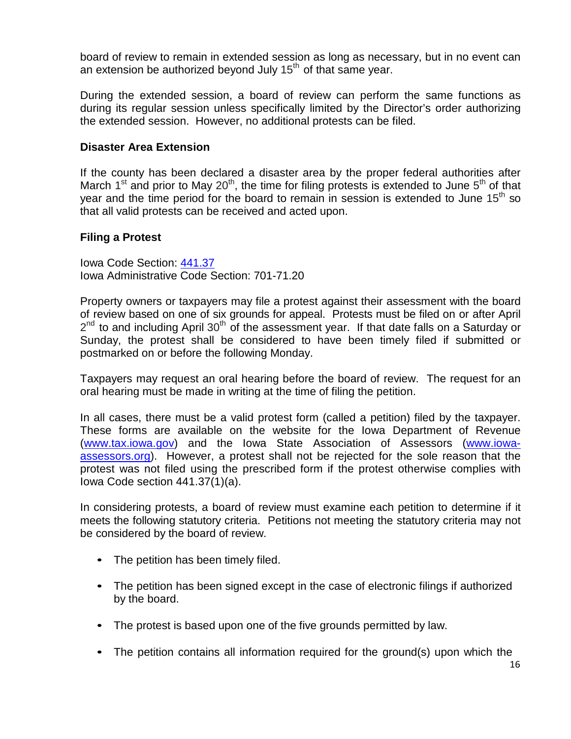board of review to remain in extended session as long as necessary, but in no event can an extension be authorized beyond July 15th of that same year.

During the extended session, a board of review can perform the same functions as during its regular session unless specifically limited by the Director's order authorizing the extended session. However, no additional protests can be filed.

### Disaster Area Extension

If the county has been declared a disaster area by the proper federal authorities after March 1st and prior to May 20th, the time for filing protests is extended to June 5th of that year and the time period for the board to remain in session is extended to June 15th so that all valid protests can be received and acted upon.

### Filing a Protest

Iowa Code Section: [441.37](441.37)
Iowa Administrative Code Section: 701-71.20

Property owners or taxpayers may file a protest against their assessment with the board of review based on one of six grounds for appeal. Protests must be filed on or after April 2nd to and including April 30th of the assessment year. If that date falls on a Saturday or Sunday, the protest shall be considered to have been timely filed if submitted or postmarked on or before the following Monday.

Taxpayers may request an oral hearing before the board of review. The request for an oral hearing must be made in writing at the time of filing the petition.

In all cases, there must be a valid protest form (called a petition) filed by the taxpayer. These forms are available on the website for the Iowa Department of Revenue ([www.tax.iowa.gov](www.tax.iowa.gov)) and the Iowa State Association of Assessors ([www.iowa-assessors.org](www.iowa-assessors.org)). However, a protest shall not be rejected for the sole reason that the protest was not filed using the prescribed form if the protest otherwise complies with Iowa Code section 441.37(1)(a).

In considering protests, a board of review must examine each petition to determine if it meets the following statutory criteria. Petitions not meeting the statutory criteria may not be considered by the board of review.

- The petition has been timely filed.
- The petition has been signed except in the case of electronic filings if authorized by the board.
- The protest is based upon one of the five grounds permitted by law.
- The petition contains all information required for the ground(s) upon which the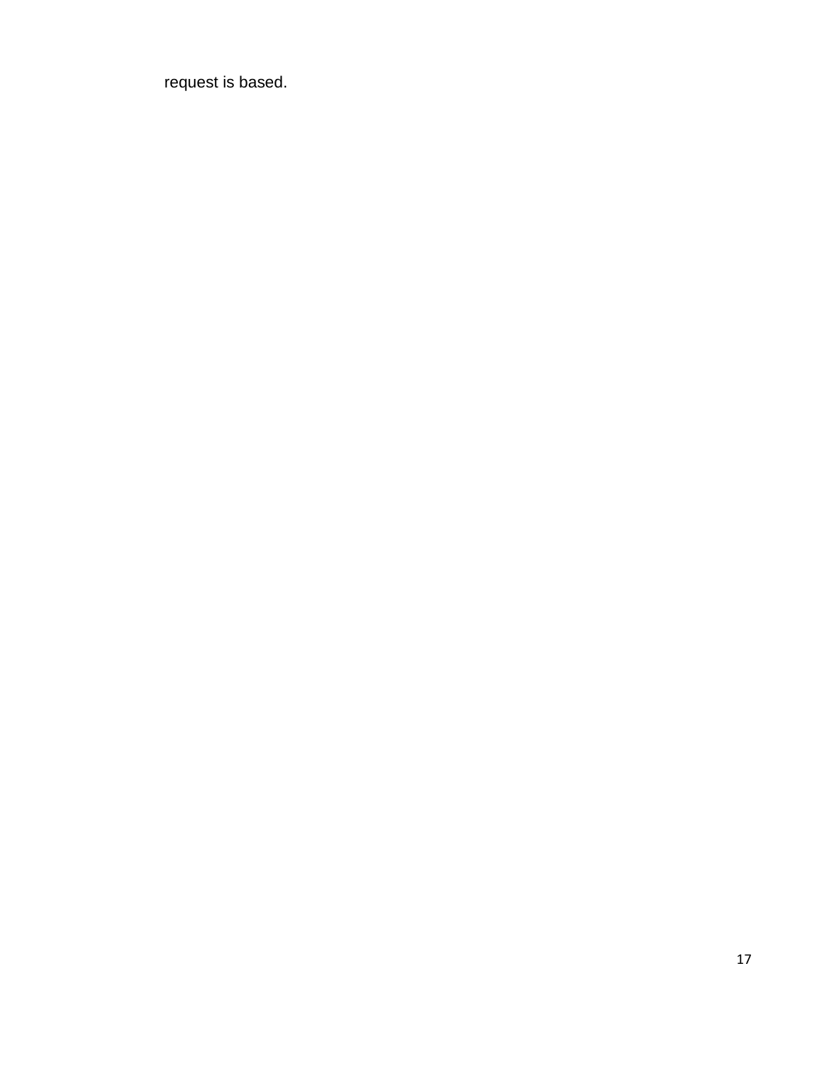request is based.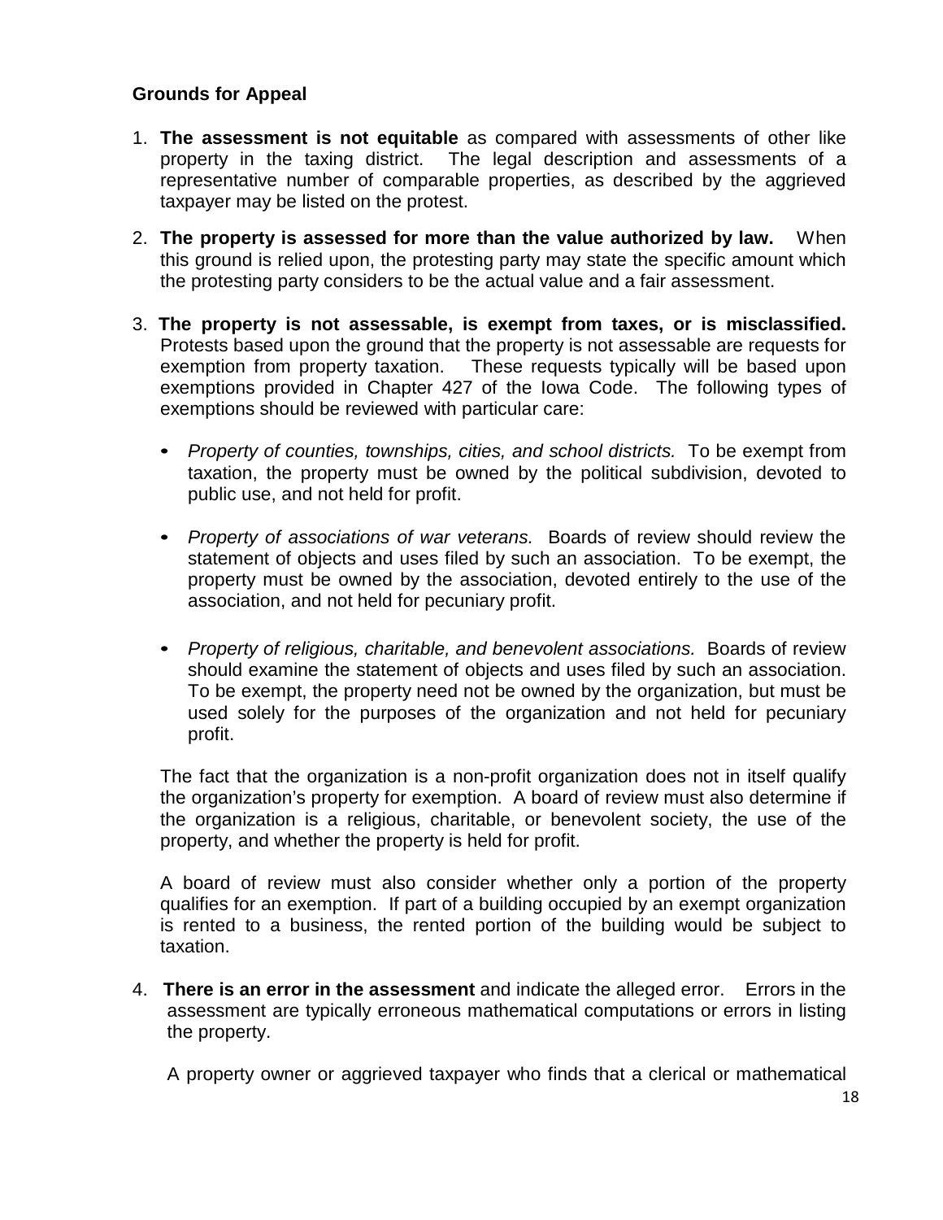**Grounds for Appeal**

1. **The assessment is not equitable** as compared with assessments of other like property in the taxing district. The legal description and assessments of a representative number of comparable properties, as described by the aggrieved taxpayer may be listed on the protest.

2. **The property is assessed for more than the value authorized by law.** When this ground is relied upon, the protesting party may state the specific amount which the protesting party considers to be the actual value and a fair assessment.

3. **The property is not assessable, is exempt from taxes, or is misclassified.** Protests based upon the ground that the property is not assessable are requests for exemption from property taxation. These requests typically will be based upon exemptions provided in Chapter 427 of the Iowa Code. The following types of exemptions should be reviewed with particular care:

   - *Property of counties, townships, cities, and school districts.* To be exempt from taxation, the property must be owned by the political subdivision, devoted to public use, and not held for profit.

   - *Property of associations of war veterans.* Boards of review should review the statement of objects and uses filed by such an association. To be exempt, the property must be owned by the association, devoted entirely to the use of the association, and not held for pecuniary profit.

   - *Property of religious, charitable, and benevolent associations.* Boards of review should examine the statement of objects and uses filed by such an association. To be exempt, the property need not be owned by the organization, but must be used solely for the purposes of the organization and not held for pecuniary profit.

   The fact that the organization is a non-profit organization does not in itself qualify the organization's property for exemption. A board of review must also determine if the organization is a religious, charitable, or benevolent society, the use of the property, and whether the property is held for profit.

   A board of review must also consider whether only a portion of the property qualifies for an exemption. If part of a building occupied by an exempt organization is rented to a business, the rented portion of the building would be subject to taxation.

4. **There is an error in the assessment** and indicate the alleged error. Errors in the assessment are typically erroneous mathematical computations or errors in listing the property.

   A property owner or aggrieved taxpayer who finds that a clerical or mathematical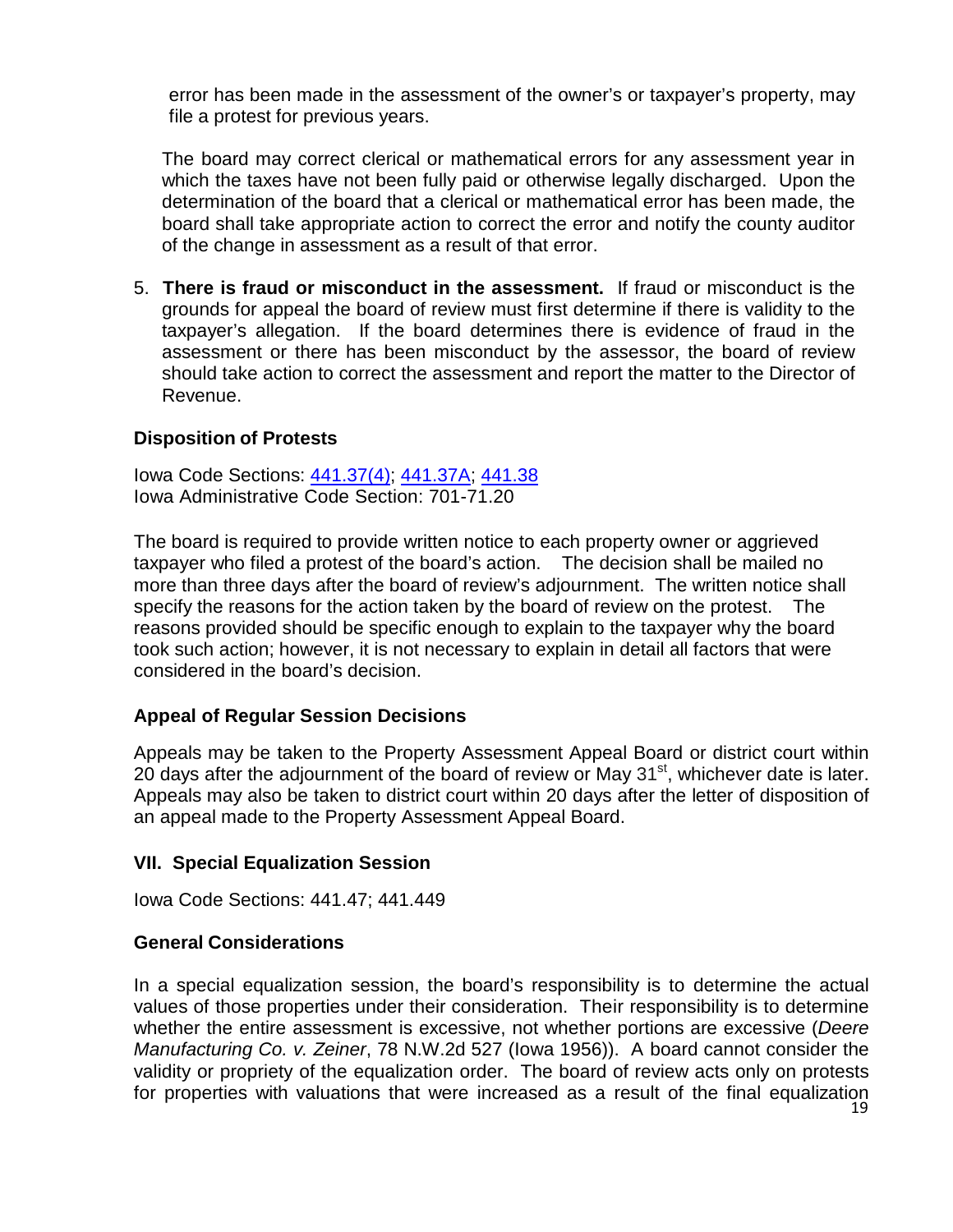error has been made in the assessment of the owner's or taxpayer's property, may file a protest for previous years.

The board may correct clerical or mathematical errors for any assessment year in which the taxes have not been fully paid or otherwise legally discharged. Upon the determination of the board that a clerical or mathematical error has been made, the board shall take appropriate action to correct the error and notify the county auditor of the change in assessment as a result of that error.

5. **There is fraud or misconduct in the assessment.** If fraud or misconduct is the grounds for appeal the board of review must first determine if there is validity to the taxpayer's allegation. If the board determines there is evidence of fraud in the assessment or there has been misconduct by the assessor, the board of review should take action to correct the assessment and report the matter to the Director of Revenue.

### Disposition of Protests

Iowa Code Sections: 441.37(4); 441.37A; 441.38
Iowa Administrative Code Section: 701-71.20

The board is required to provide written notice to each property owner or aggrieved taxpayer who filed a protest of the board's action. The decision shall be mailed no more than three days after the board of review's adjournment. The written notice shall specify the reasons for the action taken by the board of review on the protest. The reasons provided should be specific enough to explain to the taxpayer why the board took such action; however, it is not necessary to explain in detail all factors that were considered in the board's decision.

### Appeal of Regular Session Decisions

Appeals may be taken to the Property Assessment Appeal Board or district court within 20 days after the adjournment of the board of review or May 31st, whichever date is later. Appeals may also be taken to district court within 20 days after the letter of disposition of an appeal made to the Property Assessment Appeal Board.

## VII. Special Equalization Session

Iowa Code Sections: 441.47; 441.449

### General Considerations

In a special equalization session, the board's responsibility is to determine the actual values of those properties under their consideration. Their responsibility is to determine whether the entire assessment is excessive, not whether portions are excessive (*Deere Manufacturing Co. v. Zeiner*, 78 N.W.2d 527 (Iowa 1956)). A board cannot consider the validity or propriety of the equalization order. The board of review acts only on protests for properties with valuations that were increased as a result of the final equalization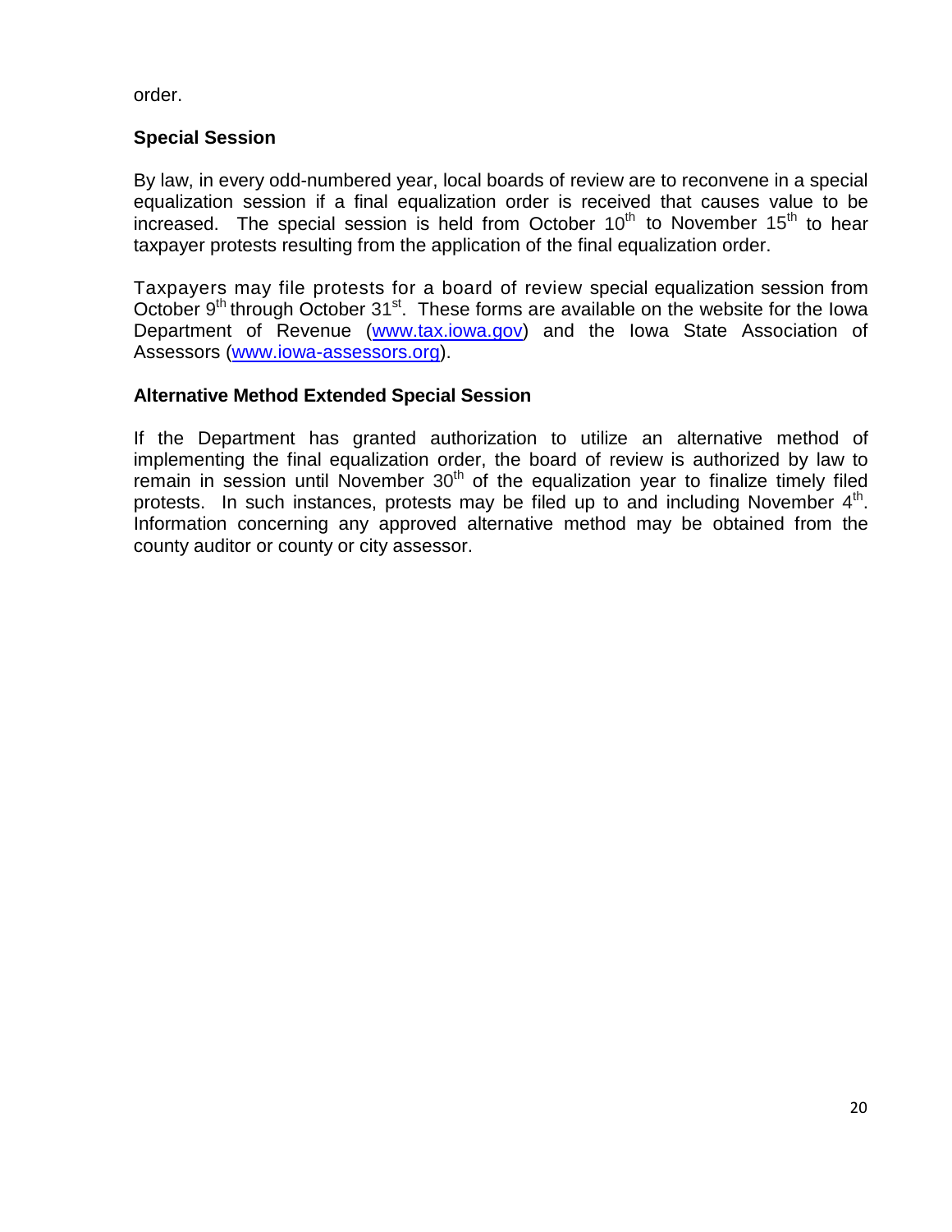order.

### Special Session

By law, in every odd-numbered year, local boards of review are to reconvene in a special equalization session if a final equalization order is received that causes value to be increased. The special session is held from October 10th to November 15th to hear taxpayer protests resulting from the application of the final equalization order.

Taxpayers may file protests for a board of review special equalization session from October 9th through October 31st. These forms are available on the website for the Iowa Department of Revenue (www.tax.iowa.gov) and the Iowa State Association of Assessors (www.iowa-assessors.org).

### Alternative Method Extended Special Session

If the Department has granted authorization to utilize an alternative method of implementing the final equalization order, the board of review is authorized by law to remain in session until November 30th of the equalization year to finalize timely filed protests. In such instances, protests may be filed up to and including November 4th. Information concerning any approved alternative method may be obtained from the county auditor or county or city assessor.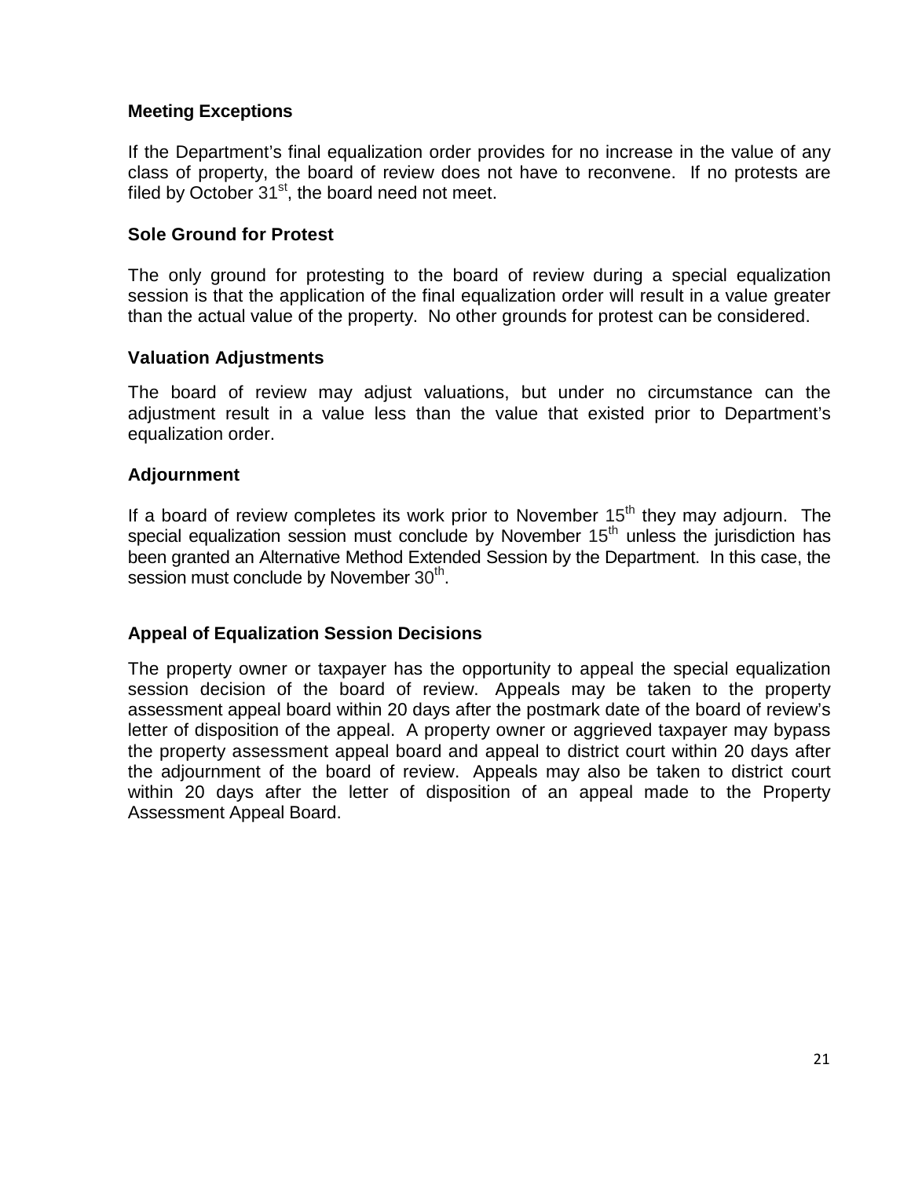### Meeting Exceptions

If the Department's final equalization order provides for no increase in the value of any class of property, the board of review does not have to reconvene. If no protests are filed by October 31st, the board need not meet.

### Sole Ground for Protest

The only ground for protesting to the board of review during a special equalization session is that the application of the final equalization order will result in a value greater than the actual value of the property. No other grounds for protest can be considered.

### Valuation Adjustments

The board of review may adjust valuations, but under no circumstance can the adjustment result in a value less than the value that existed prior to Department's equalization order.

### Adjournment

If a board of review completes its work prior to November 15th they may adjourn. The special equalization session must conclude by November 15th unless the jurisdiction has been granted an Alternative Method Extended Session by the Department. In this case, the session must conclude by November 30th.

### Appeal of Equalization Session Decisions

The property owner or taxpayer has the opportunity to appeal the special equalization session decision of the board of review. Appeals may be taken to the property assessment appeal board within 20 days after the postmark date of the board of review's letter of disposition of the appeal. A property owner or aggrieved taxpayer may bypass the property assessment appeal board and appeal to district court within 20 days after the adjournment of the board of review. Appeals may also be taken to district court within 20 days after the letter of disposition of an appeal made to the Property Assessment Appeal Board.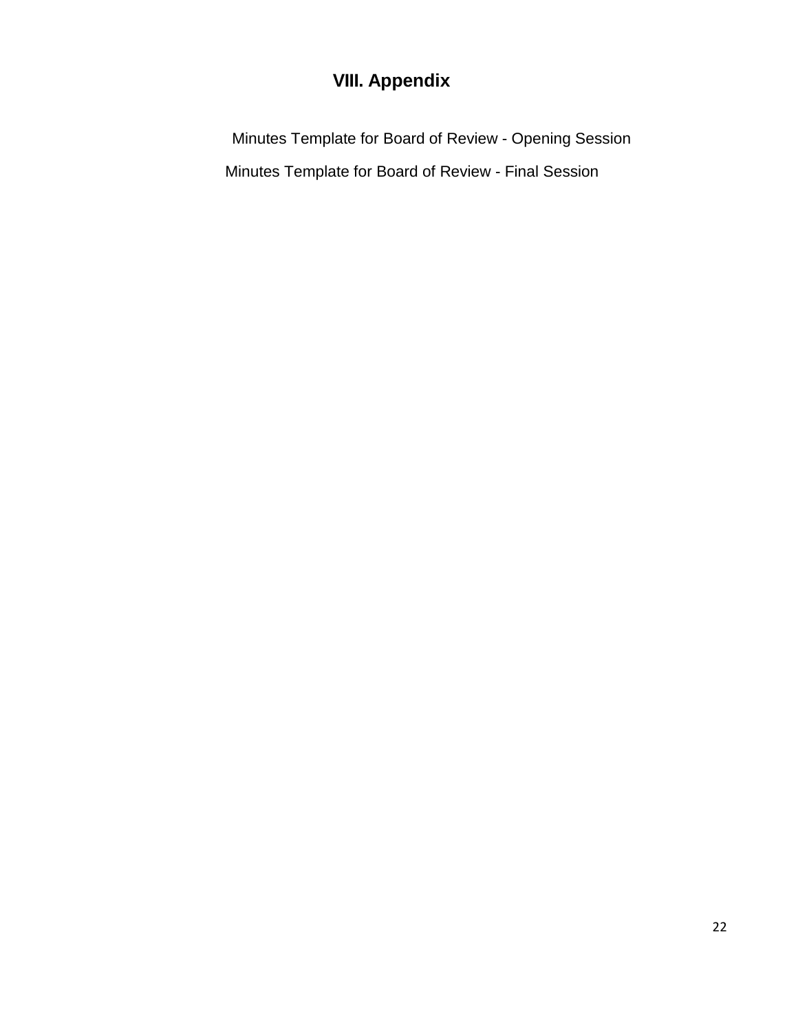# VIII. Appendix

Minutes Template for Board of Review - Opening Session

Minutes Template for Board of Review - Final Session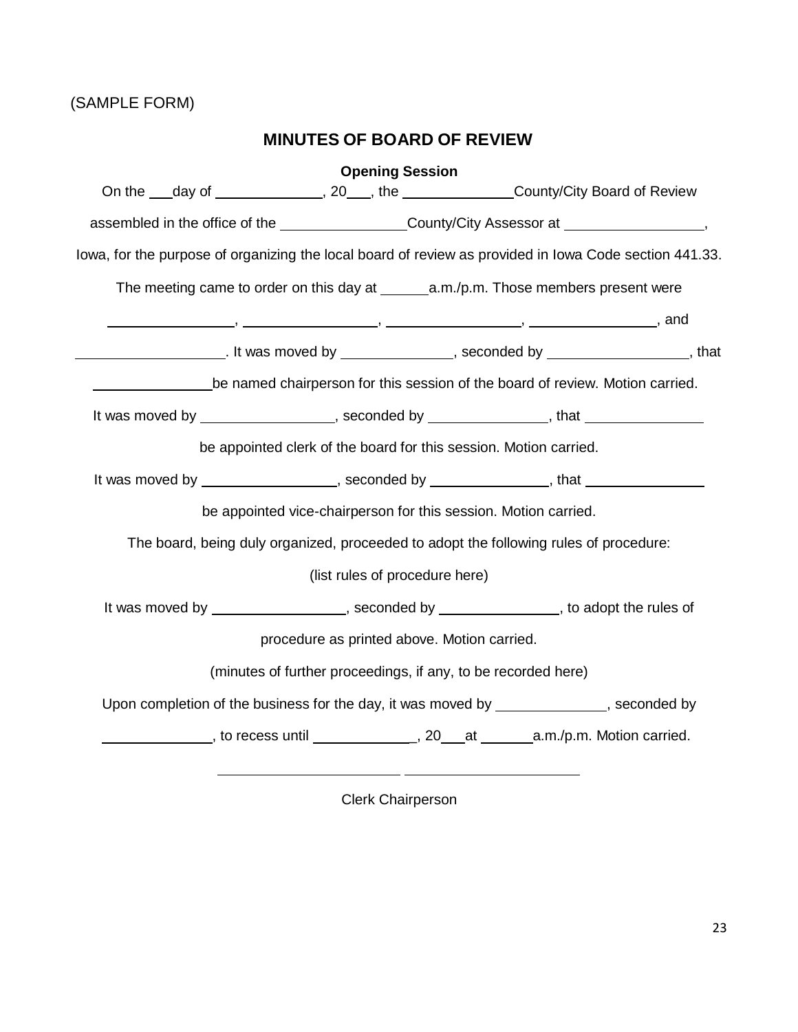(SAMPLE FORM)

## MINUTES OF BOARD OF REVIEW

**Opening Session**

On the ___day of _____________, 20___, the _____________County/City Board of Review assembled in the office of the _______________County/City Assessor at ________________, Iowa, for the purpose of organizing the local board of review as provided in Iowa Code section 441.33.

The meeting came to order on this day at ______a.m./p.m. Those members present were _______________, _______________, _______________, _______________, and _________________. It was moved by _____________, seconded by ________________, that ______________be named chairperson for this session of the board of review. Motion carried.

It was moved by _______________, seconded by ______________, that ______________ be appointed clerk of the board for this session. Motion carried.

It was moved by ________________, seconded by ______________, that ______________ be appointed vice-chairperson for this session. Motion carried.

The board, being duly organized, proceeded to adopt the following rules of procedure:

(list rules of procedure here)

It was moved by ________________, seconded by ______________, to adopt the rules of procedure as printed above. Motion carried.

(minutes of further proceedings, if any, to be recorded here)

Upon completion of the business for the day, it was moved by _____________, seconded by _____________, to recess until ____________, 20___at _______a.m./p.m. Motion carried.

______________________ ______________________

Clerk Chairperson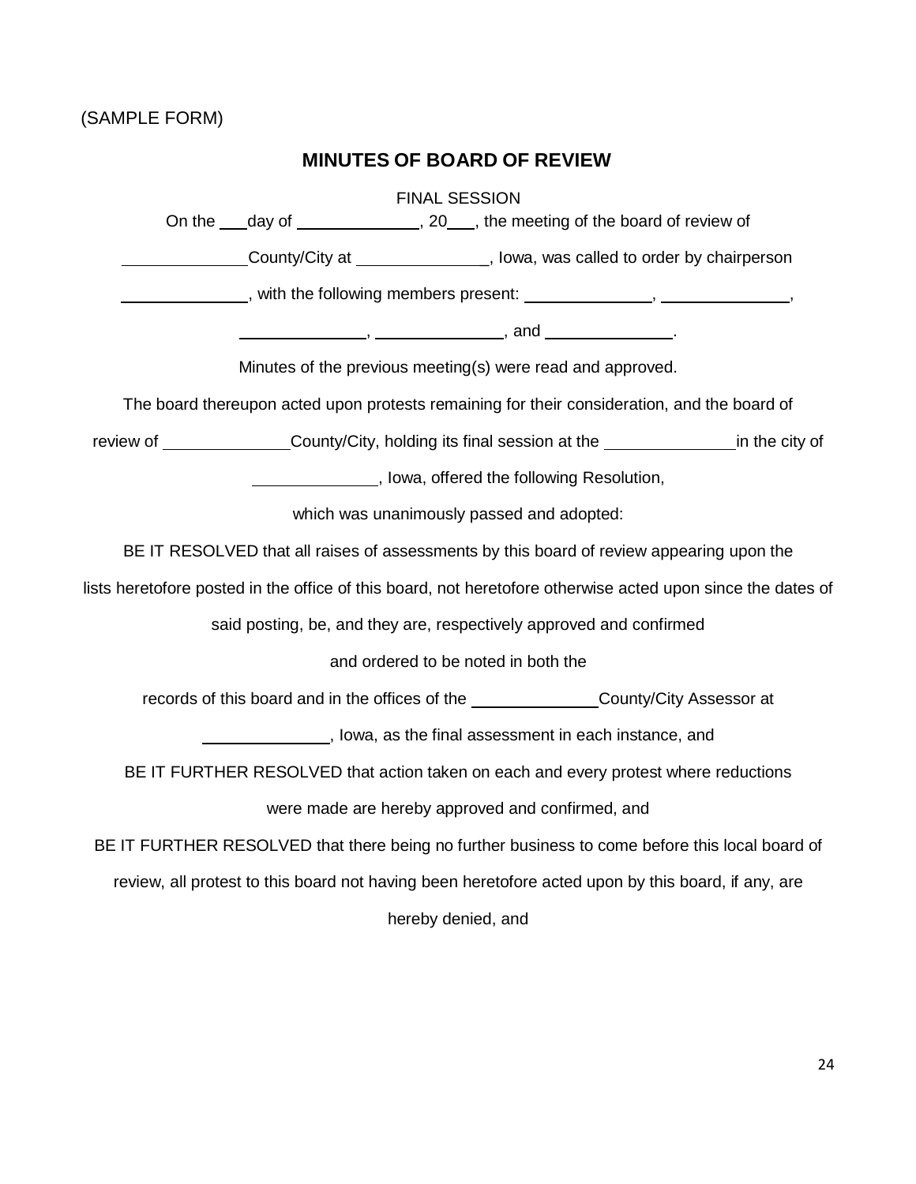(SAMPLE FORM)

## MINUTES OF BOARD OF REVIEW

FINAL SESSION

On the ___day of _____________, 20___, the meeting of the board of review of _____________County/City at _____________, Iowa, was called to order by chairperson _____________, with the following members present: _____________, _____________, _____________, _____________, and _____________.

Minutes of the previous meeting(s) were read and approved.

The board thereupon acted upon protests remaining for their consideration, and the board of review of _____________County/City, holding its final session at the _____________in the city of _____________, Iowa, offered the following Resolution, which was unanimously passed and adopted:

BE IT RESOLVED that all raises of assessments by this board of review appearing upon the lists heretofore posted in the office of this board, not heretofore otherwise acted upon since the dates of said posting, be, and they are, respectively approved and confirmed and ordered to be noted in both the records of this board and in the offices of the _____________County/City Assessor at _____________, Iowa, as the final assessment in each instance, and

BE IT FURTHER RESOLVED that action taken on each and every protest where reductions were made are hereby approved and confirmed, and

BE IT FURTHER RESOLVED that there being no further business to come before this local board of review, all protest to this board not having been heretofore acted upon by this board, if any, are hereby denied, and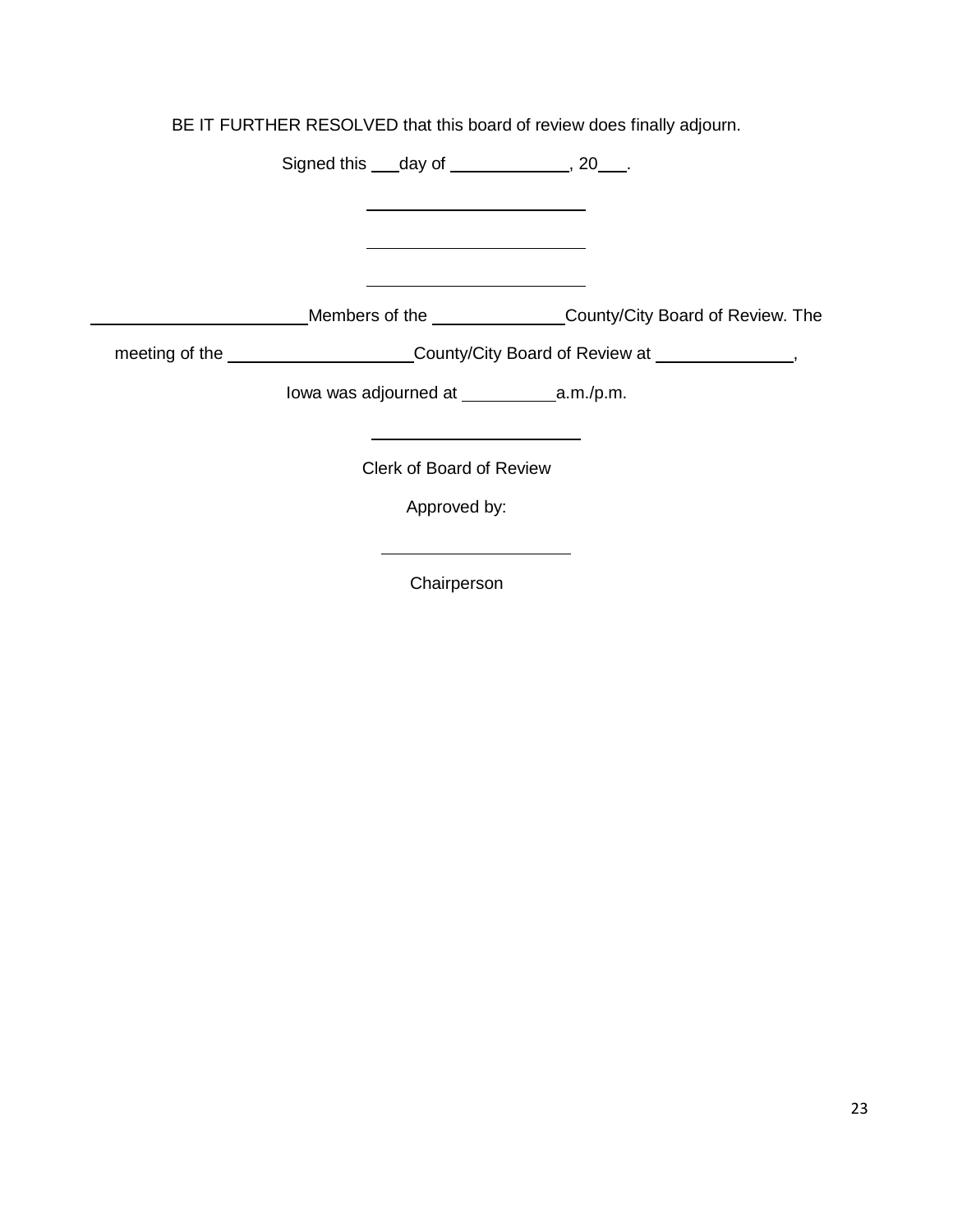BE IT FURTHER RESOLVED that this board of review does finally adjourn.

Signed this ___day of _____________, 20___.

________________________

________________________

________________________

________________________Members of the ______________County/City Board of Review. The meeting of the ____________________County/City Board of Review at _______________, Iowa was adjourned at __________a.m./p.m.

________________________

Clerk of Board of Review

Approved by:

______________________

Chairperson